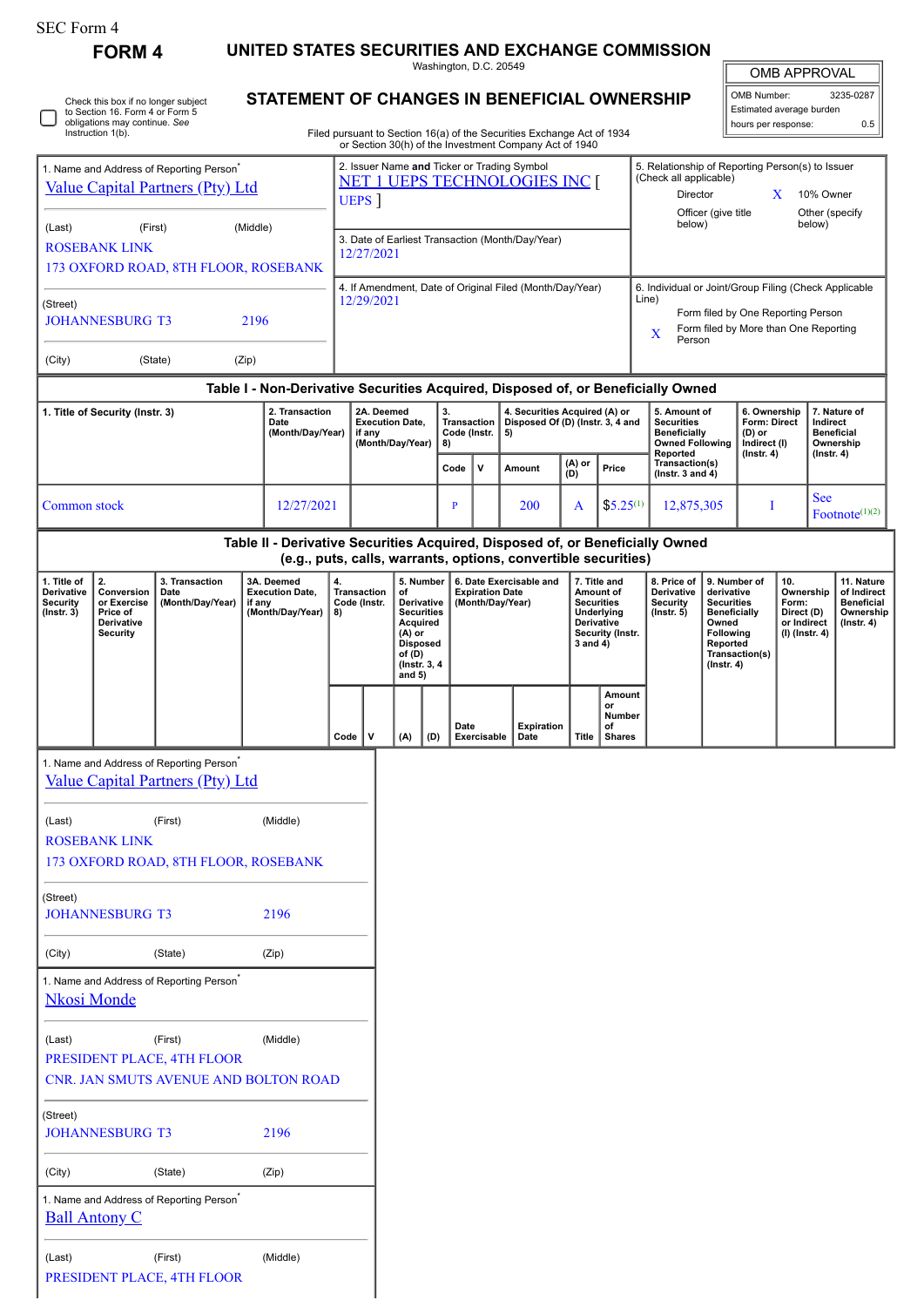SEC Form 4

**FORM 4**

# UNITED STATES SECURITIES AND EXCHANGE COMMISSION

Washington, D.C. 20549

## STATEMENT OF CHANGES IN BENEFICIAL OWNERSHIP

Filed pursuant to Section 16(a) of the Securities Exchange Act of 1934 or Section 30(h) of the Investment Company Act of 1940

| OMB APPROVAL | |
|---|---|
| OMB Number: | 3235-0287 |
| Estimated average burden | |
| hours per response: | 0.5 |

☐ Check this box if no longer subject to Section 16. Form 4 or Form 5 obligations may continue. *See* Instruction 1(b).

1. Name and Address of Reporting Person*
Value Capital Partners (Pty) Ltd

(Last) (First) (Middle)
ROSEBANK LINK
173 OXFORD ROAD, 8TH FLOOR, ROSEBANK

(Street)
JOHANNESBURG T3 2196

(City) (State) (Zip)

2. Issuer Name **and** Ticker or Trading Symbol
NET 1 UEPS TECHNOLOGIES INC [ UEPS ]

3. Date of Earliest Transaction (Month/Day/Year)
12/27/2021

4. If Amendment, Date of Original Filed (Month/Day/Year)
12/29/2021

5. Relationship of Reporting Person(s) to Issuer (Check all applicable)
Director
X 10% Owner
Officer (give title below)
Other (specify below)

6. Individual or Joint/Group Filing (Check Applicable Line)
Form filed by One Reporting Person
X Form filed by More than One Reporting Person

### Table I - Non-Derivative Securities Acquired, Disposed of, or Beneficially Owned

| 1. Title of Security (Instr. 3) | 2. Transaction Date (Month/Day/Year) | 2A. Deemed Execution Date, if any (Month/Day/Year) | 3. Transaction Code (Instr. 8) | | 4. Securities Acquired (A) or Disposed Of (D) (Instr. 3, 4 and 5) | | | 5. Amount of Securities Beneficially Owned Following Reported Transaction(s) (Instr. 3 and 4) | 6. Ownership Form: Direct (D) or Indirect (I) (Instr. 4) | 7. Nature of Indirect Beneficial Ownership (Instr. 4) |
|---|---|---|---|---|---|---|---|---|---|---|
| | | | Code | V | Amount | (A) or (D) | Price | | | |
| Common stock | 12/27/2021 | | P | | 200 | A | $5.25[1] | 12,875,305 | I | See Footnote[1][2] |

### Table II - Derivative Securities Acquired, Disposed of, or Beneficially Owned (e.g., puts, calls, warrants, options, convertible securities)

| 1. Title of Derivative Security (Instr. 3) | 2. Conversion or Exercise Price of Derivative Security | 3. Transaction Date (Month/Day/Year) | 3A. Deemed Execution Date, if any (Month/Day/Year) | 4. Transaction Code (Instr. 8) | | 5. Number of Derivative Securities Acquired (A) or Disposed of (D) (Instr. 3, 4 and 5) | | 6. Date Exercisable and Expiration Date (Month/Day/Year) | | 7. Title and Amount of Securities Underlying Derivative Security (Instr. 3 and 4) | | 8. Price of Derivative Security (Instr. 5) | 9. Number of derivative Securities Beneficially Owned Following Reported Transaction(s) (Instr. 4) | 10. Ownership Form: Direct (D) or Indirect (I) (Instr. 4) | 11. Nature of Indirect Beneficial Ownership (Instr. 4) |
|---|---|---|---|---|---|---|---|---|---|---|---|---|---|---|---|
| | | | | Code | V | (A) | (D) | Date Exercisable | Expiration Date | Title | Amount or Number of Shares | | | | |

1. Name and Address of Reporting Person*
Value Capital Partners (Pty) Ltd

(Last) (First) (Middle)
ROSEBANK LINK
173 OXFORD ROAD, 8TH FLOOR, ROSEBANK

(Street)
JOHANNESBURG T3 2196

(City) (State) (Zip)

1. Name and Address of Reporting Person*
Nkosi Monde

(Last) (First) (Middle)
PRESIDENT PLACE, 4TH FLOOR
CNR. JAN SMUTS AVENUE AND BOLTON ROAD

(Street)
JOHANNESBURG T3 2196

(City) (State) (Zip)

1. Name and Address of Reporting Person*
Ball Antony C

(Last) (First) (Middle)
PRESIDENT PLACE, 4TH FLOOR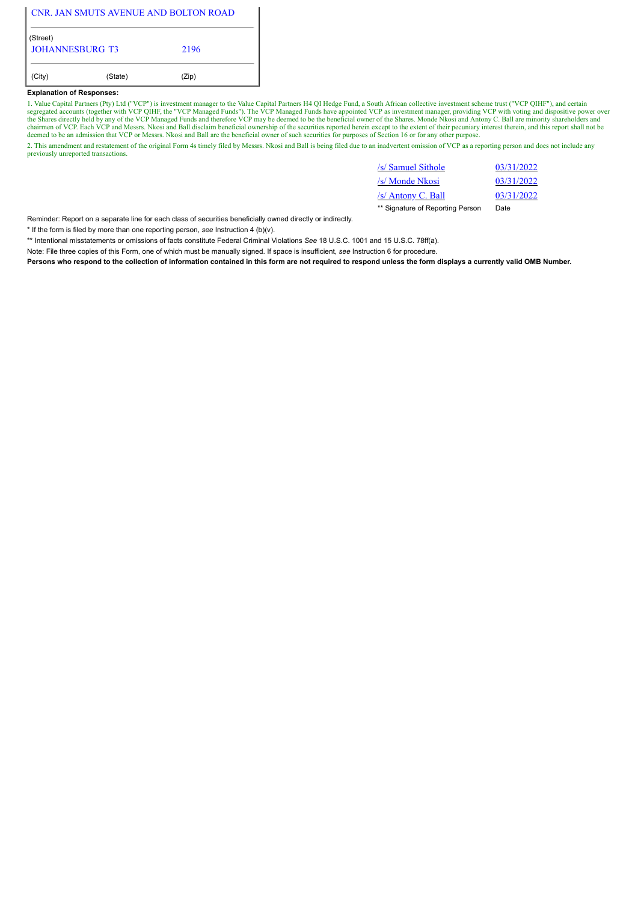| | | |
|---|---|---|
| CNR. JAN SMUTS AVENUE AND BOLTON ROAD | | |
| (Street) | | |
| JOHANNESBURG | T3 | 2196 |
| (City) | (State) | (Zip) |

**Explanation of Responses:**

1. Value Capital Partners (Pty) Ltd ("VCP") is investment manager to the Value Capital Partners H4 QI Hedge Fund, a South African collective investment scheme trust ("VCP QIHF"), and certain segregated accounts (together with VCP QIHF, the "VCP Managed Funds"). The VCP Managed Funds have appointed VCP as investment manager, providing VCP with voting and dispositive power over the Shares directly held by any of the VCP Managed Funds and therefore VCP may be deemed to be the beneficial owner of the Shares. Monde Nkosi and Antony C. Ball are minority shareholders and chairmen of VCP. Each VCP and Messrs. Nkosi and Ball disclaim beneficial ownership of the securities reported herein except to the extent of their pecuniary interest therein, and this report shall not be deemed to be an admission that VCP or Messrs. Nkosi and Ball are the beneficial owner of such securities for purposes of Section 16 or for any other purpose.

2. This amendment and restatement of the original Form 4s timely filed by Messrs. Nkosi and Ball is being filed due to an inadvertent omission of VCP as a reporting person and does not include any previously unreported transactions.

| ** Signature of Reporting Person | Date |
|---|---|
| /s/ Samuel Sithole | 03/31/2022 |
| /s/ Monde Nkosi | 03/31/2022 |
| /s/ Antony C. Ball | 03/31/2022 |

Reminder: Report on a separate line for each class of securities beneficially owned directly or indirectly.

* If the form is filed by more than one reporting person, *see* Instruction 4 (b)(v).

** Intentional misstatements or omissions of facts constitute Federal Criminal Violations *See* 18 U.S.C. 1001 and 15 U.S.C. 78ff(a).

Note: File three copies of this Form, one of which must be manually signed. If space is insufficient, *see* Instruction 6 for procedure.

**Persons who respond to the collection of information contained in this form are not required to respond unless the form displays a currently valid OMB Number.**